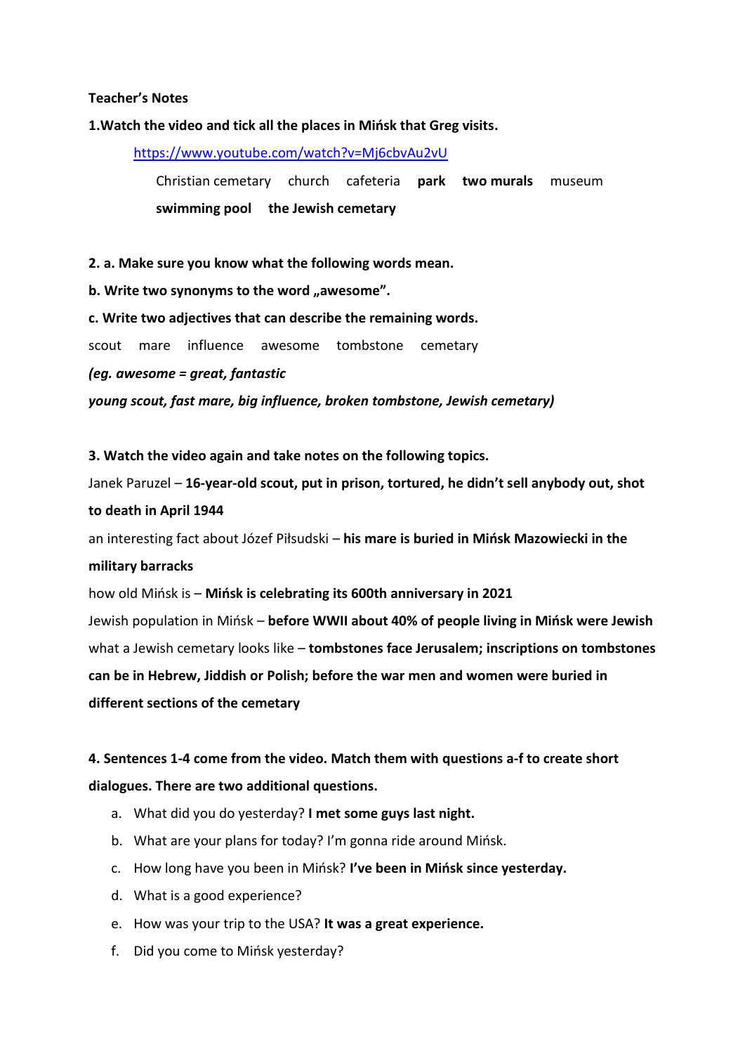**Teacher's Notes**

**1.Watch the video and tick all the places in Mińsk that Greg visits.**

https://www.youtube.com/watch?v=Mj6cbvAu2vU

Christian cemetary church cafeteria **park** **two murals** museum

**swimming pool** **the Jewish cemetary**

**2. a. Make sure you know what the following words mean.**

**b. Write two synonyms to the word „awesome".**

**c. Write two adjectives that can describe the remaining words.**

scout mare influence awesome tombstone cemetary

***(eg. awesome = great, fantastic***

***young scout, fast mare, big influence, broken tombstone, Jewish cemetary)***

**3. Watch the video again and take notes on the following topics.**

Janek Paruzel – **16-year-old scout, put in prison, tortured, he didn't sell anybody out, shot to death in April 1944**

an interesting fact about Józef Piłsudski – **his mare is buried in Mińsk Mazowiecki in the military barracks**

how old Mińsk is – **Mińsk is celebrating its 600th anniversary in 2021**

Jewish population in Mińsk – **before WWII about 40% of people living in Mińsk were Jewish**

what a Jewish cemetary looks like – **tombstones face Jerusalem; inscriptions on tombstones can be in Hebrew, Jiddish or Polish; before the war men and women were buried in different sections of the cemetary**

**4. Sentences 1-4 come from the video. Match them with questions a-f to create short dialogues. There are two additional questions.**

a. What did you do yesterday? **I met some guys last night.**
b. What are your plans for today? I'm gonna ride around Mińsk.
c. How long have you been in Mińsk? **I've been in Mińsk since yesterday.**
d. What is a good experience?
e. How was your trip to the USA? **It was a great experience.**
f. Did you come to Mińsk yesterday?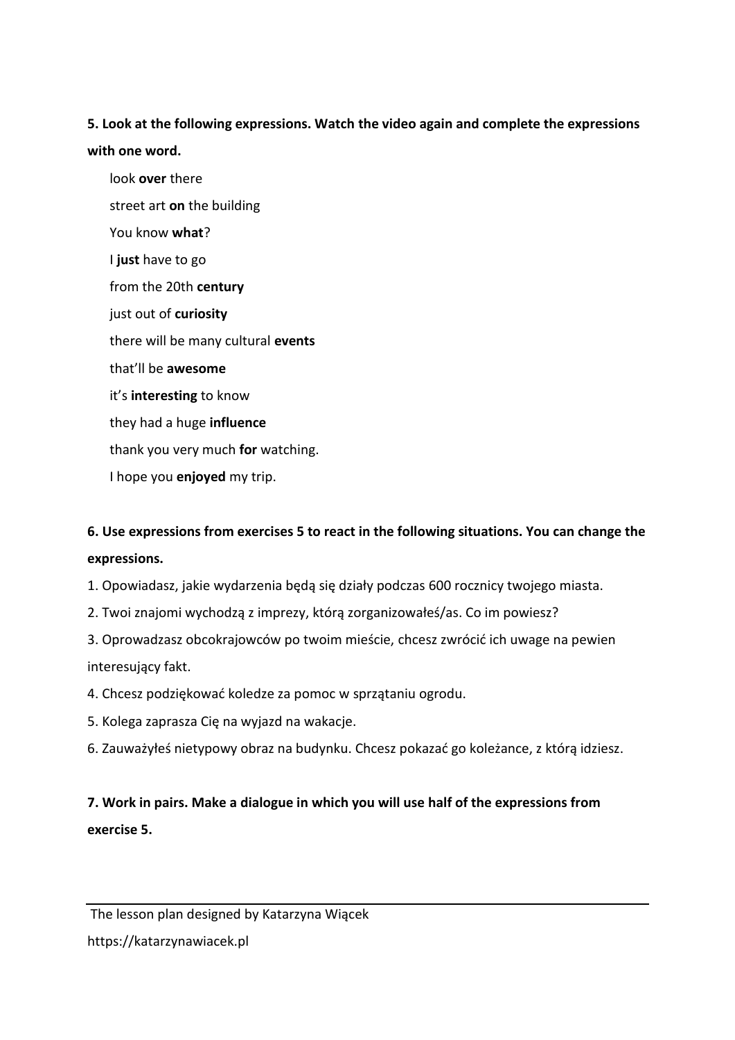**5. Look at the following expressions. Watch the video again and complete the expressions with one word.**

look **over** there

street art **on** the building

You know **what**?

I **just** have to go

from the 20th **century**

just out of **curiosity**

there will be many cultural **events**

that'll be **awesome**

it's **interesting** to know

they had a huge **influence**

thank you very much **for** watching.

I hope you **enjoyed** my trip.

**6. Use expressions from exercises 5 to react in the following situations. You can change the expressions.**

1. Opowiadasz, jakie wydarzenia będą się działy podczas 600 rocznicy twojego miasta.
2. Twoi znajomi wychodzą z imprezy, którą zorganizowałeś/as. Co im powiesz?
3. Oprowadzasz obcokrajowców po twoim mieście, chcesz zwrócić ich uwage na pewien interesujący fakt.
4. Chcesz podziękować koledze za pomoc w sprzątaniu ogrodu.
5. Kolega zaprasza Cię na wyjazd na wakacje.
6. Zauważyłeś nietypowy obraz na budynku. Chcesz pokazać go koleżance, z którą idziesz.

**7. Work in pairs. Make a dialogue in which you will use half of the expressions from exercise 5.**

The lesson plan designed by Katarzyna Wiącek

https://katarzynawiacek.pl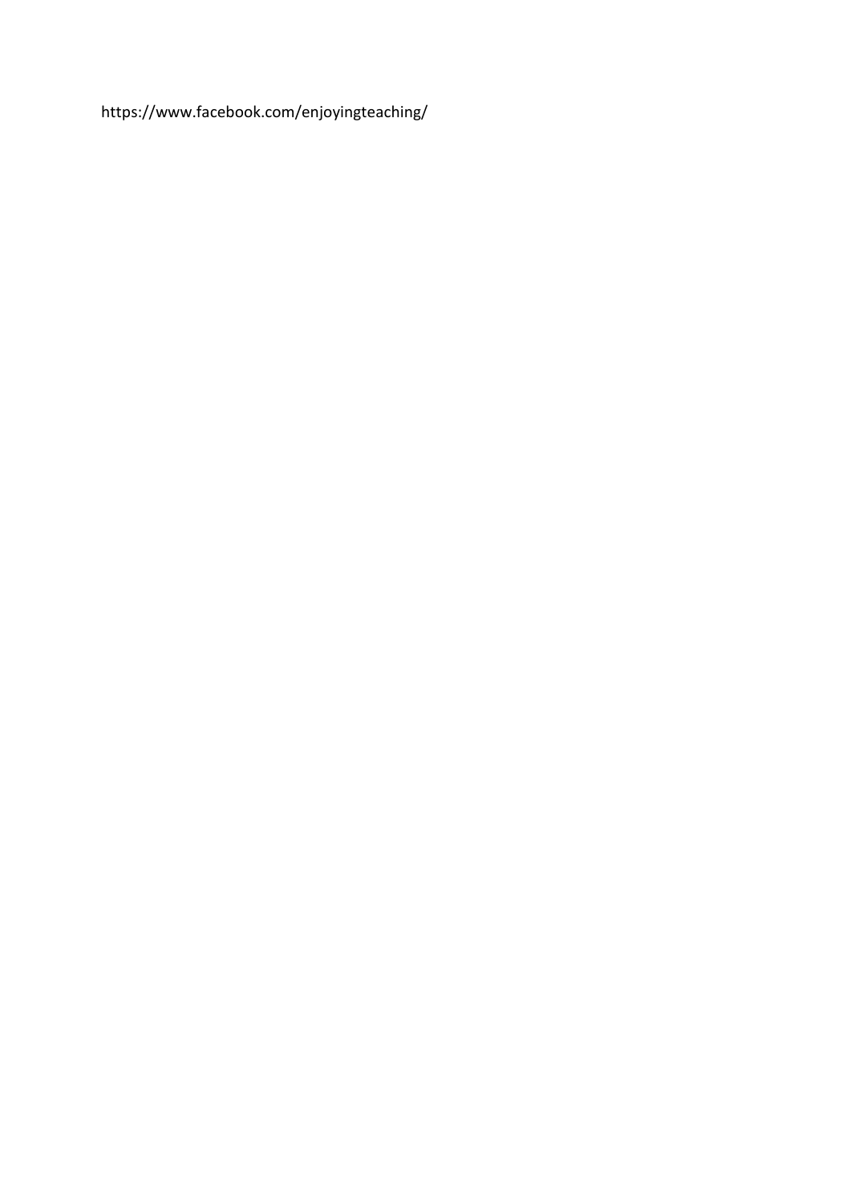https://www.facebook.com/enjoyingteaching/